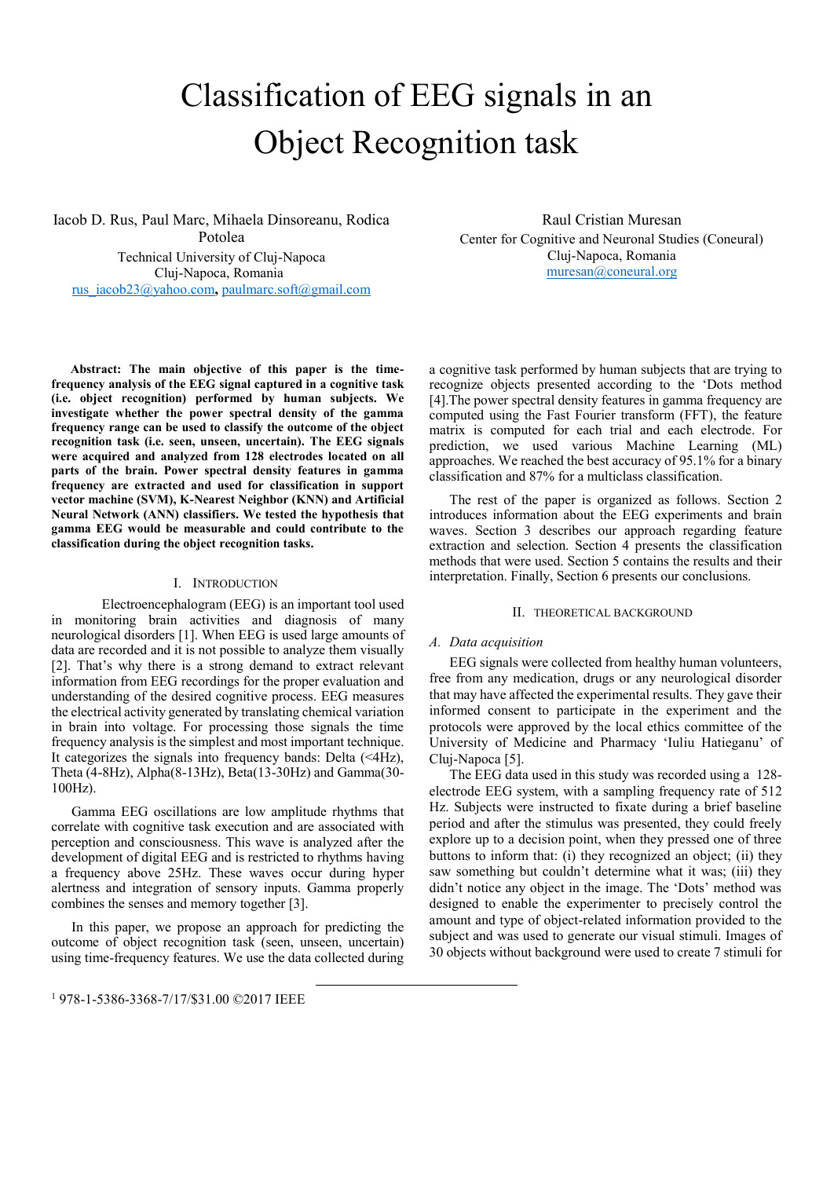# Classification of EEG signals in an Object Recognition task

Iacob D. Rus, Paul Marc, Mihaela Dinsoreanu, Rodica Potolea
Technical University of Cluj-Napoca
Cluj-Napoca, Romania
rus_iacob23@yahoo.com, paulmarc.soft@gmail.com

Raul Cristian Muresan
Center for Cognitive and Neuronal Studies (Coneural)
Cluj-Napoca, Romania
muresan@coneural.org

**Abstract: The main objective of this paper is the time-frequency analysis of the EEG signal captured in a cognitive task (i.e. object recognition) performed by human subjects. We investigate whether the power spectral density of the gamma frequency range can be used to classify the outcome of the object recognition task (i.e. seen, unseen, uncertain). The EEG signals were acquired and analyzed from 128 electrodes located on all parts of the brain. Power spectral density features in gamma frequency are extracted and used for classification in support vector machine (SVM), K-Nearest Neighbor (KNN) and Artificial Neural Network (ANN) classifiers. We tested the hypothesis that gamma EEG would be measurable and could contribute to the classification during the object recognition tasks.**

## I. Introduction

Electroencephalogram (EEG) is an important tool used in monitoring brain activities and diagnosis of many neurological disorders [1]. When EEG is used large amounts of data are recorded and it is not possible to analyze them visually [2]. That's why there is a strong demand to extract relevant information from EEG recordings for the proper evaluation and understanding of the desired cognitive process. EEG measures the electrical activity generated by translating chemical variation in brain into voltage. For processing those signals the time frequency analysis is the simplest and most important technique. It categorizes the signals into frequency bands: Delta (<4Hz), Theta (4-8Hz), Alpha(8-13Hz), Beta(13-30Hz) and Gamma(30-100Hz).

Gamma EEG oscillations are low amplitude rhythms that correlate with cognitive task execution and are associated with perception and consciousness. This wave is analyzed after the development of digital EEG and is restricted to rhythms having a frequency above 25Hz. These waves occur during hyper alertness and integration of sensory inputs. Gamma properly combines the senses and memory together [3].

In this paper, we propose an approach for predicting the outcome of object recognition task (seen, unseen, uncertain) using time-frequency features. We use the data collected during a cognitive task performed by human subjects that are trying to recognize objects presented according to the 'Dots method [4].The power spectral density features in gamma frequency are computed using the Fast Fourier transform (FFT), the feature matrix is computed for each trial and each electrode. For prediction, we used various Machine Learning (ML) approaches. We reached the best accuracy of 95.1% for a binary classification and 87% for a multiclass classification.

The rest of the paper is organized as follows. Section 2 introduces information about the EEG experiments and brain waves. Section 3 describes our approach regarding feature extraction and selection. Section 4 presents the classification methods that were used. Section 5 contains the results and their interpretation. Finally, Section 6 presents our conclusions.

## II. Theoretical Background

### *A. Data acquisition*

EEG signals were collected from healthy human volunteers, free from any medication, drugs or any neurological disorder that may have affected the experimental results. They gave their informed consent to participate in the experiment and the protocols were approved by the local ethics committee of the University of Medicine and Pharmacy 'Iuliu Hatieganu' of Cluj-Napoca [5].

The EEG data used in this study was recorded using a 128-electrode EEG system, with a sampling frequency rate of 512 Hz. Subjects were instructed to fixate during a brief baseline period and after the stimulus was presented, they could freely explore up to a decision point, when they pressed one of three buttons to inform that: (i) they recognized an object; (ii) they saw something but couldn't determine what it was; (iii) they didn't notice any object in the image. The 'Dots' method was designed to enable the experimenter to precisely control the amount and type of object-related information provided to the subject and was used to generate our visual stimuli. Images of 30 objects without background were used to create 7 stimuli for

[1] 978-1-5386-3368-7/17/$31.00 ©2017 IEEE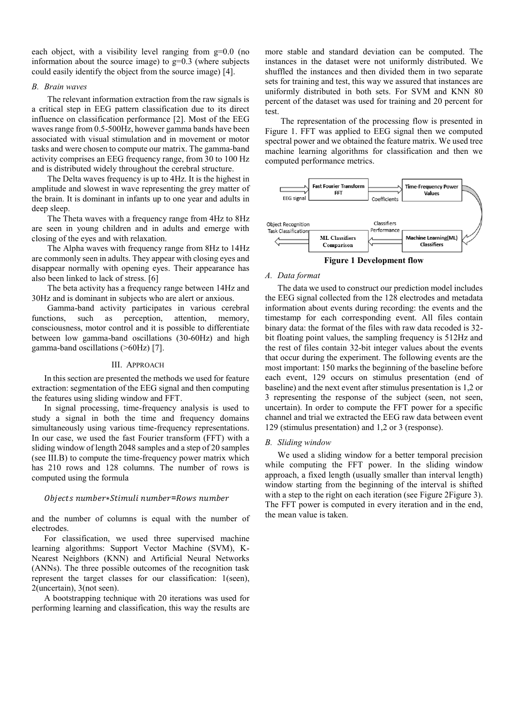each object, with a visibility level ranging from g=0.0 (no information about the source image) to g=0.3 (where subjects could easily identify the object from the source image) [4].

### *B. Brain waves*

The relevant information extraction from the raw signals is a critical step in EEG pattern classification due to its direct influence on classification performance [2]. Most of the EEG waves range from 0.5-500Hz, however gamma bands have been associated with visual stimulation and in movement or motor tasks and were chosen to compute our matrix. The gamma-band activity comprises an EEG frequency range, from 30 to 100 Hz and is distributed widely throughout the cerebral structure.

The Delta waves frequency is up to 4Hz. It is the highest in amplitude and slowest in wave representing the grey matter of the brain. It is dominant in infants up to one year and adults in deep sleep.

The Theta waves with a frequency range from 4Hz to 8Hz are seen in young children and in adults and emerge with closing of the eyes and with relaxation.

The Alpha waves with frequency range from 8Hz to 14Hz are commonly seen in adults. They appear with closing eyes and disappear normally with opening eyes. Their appearance has also been linked to lack of stress. [6]

The beta activity has a frequency range between 14Hz and 30Hz and is dominant in subjects who are alert or anxious.

Gamma-band activity participates in various cerebral functions, such as perception, attention, memory, consciousness, motor control and it is possible to differentiate between low gamma-band oscillations (30-60Hz) and high gamma-band oscillations (>60Hz) [7].

## III. Approach

In this section are presented the methods we used for feature extraction: segmentation of the EEG signal and then computing the features using sliding window and FFT.

In signal processing, time-frequency analysis is used to study a signal in both the time and frequency domains simultaneously using various time-frequency representations. In our case, we used the fast Fourier transform (FFT) with a sliding window of length 2048 samples and a step of 20 samples (see III.B) to compute the time-frequency power matrix which has 210 rows and 128 columns. The number of rows is computed using the formula

$$Objects\ number * Stimuli\ number = Rows\ number$$

and the number of columns is equal with the number of electrodes.

For classification, we used three supervised machine learning algorithms: Support Vector Machine (SVM), K-Nearest Neighbors (KNN) and Artificial Neural Networks (ANNs). The three possible outcomes of the recognition task represent the target classes for our classification: 1(seen), 2(uncertain), 3(not seen).

A bootstrapping technique with 20 iterations was used for performing learning and classification, this way the results are more stable and standard deviation can be computed. The instances in the dataset were not uniformly distributed. We shuffled the instances and then divided them in two separate sets for training and test, this way we assured that instances are uniformly distributed in both sets. For SVM and KNN 80 percent of the dataset was used for training and 20 percent for test.

The representation of the processing flow is presented in Figure 1. FFT was applied to EEG signal then we computed spectral power and we obtained the feature matrix. We used tree machine learning algorithms for classification and then we computed performance metrics.

**Figure 1 Development flow**

### *A. Data format*

The data we used to construct our prediction model includes the EEG signal collected from the 128 electrodes and metadata information about events during recording: the events and the timestamp for each corresponding event. All files contain binary data: the format of the files with raw data recoded is 32-bit floating point values, the sampling frequency is 512Hz and the rest of files contain 32-bit integer values about the events that occur during the experiment. The following events are the most important: 150 marks the beginning of the baseline before each event, 129 occurs on stimulus presentation (end of baseline) and the next event after stimulus presentation is 1,2 or 3 representing the response of the subject (seen, not seen, uncertain). In order to compute the FFT power for a specific channel and trial we extracted the EEG raw data between event 129 (stimulus presentation) and 1,2 or 3 (response).

### *B. Sliding window*

We used a sliding window for a better temporal precision while computing the FFT power. In the sliding window approach, a fixed length (usually smaller than interval length) window starting from the beginning of the interval is shifted with a step to the right on each iteration (see Figure 2Figure 3). The FFT power is computed in every iteration and in the end, the mean value is taken.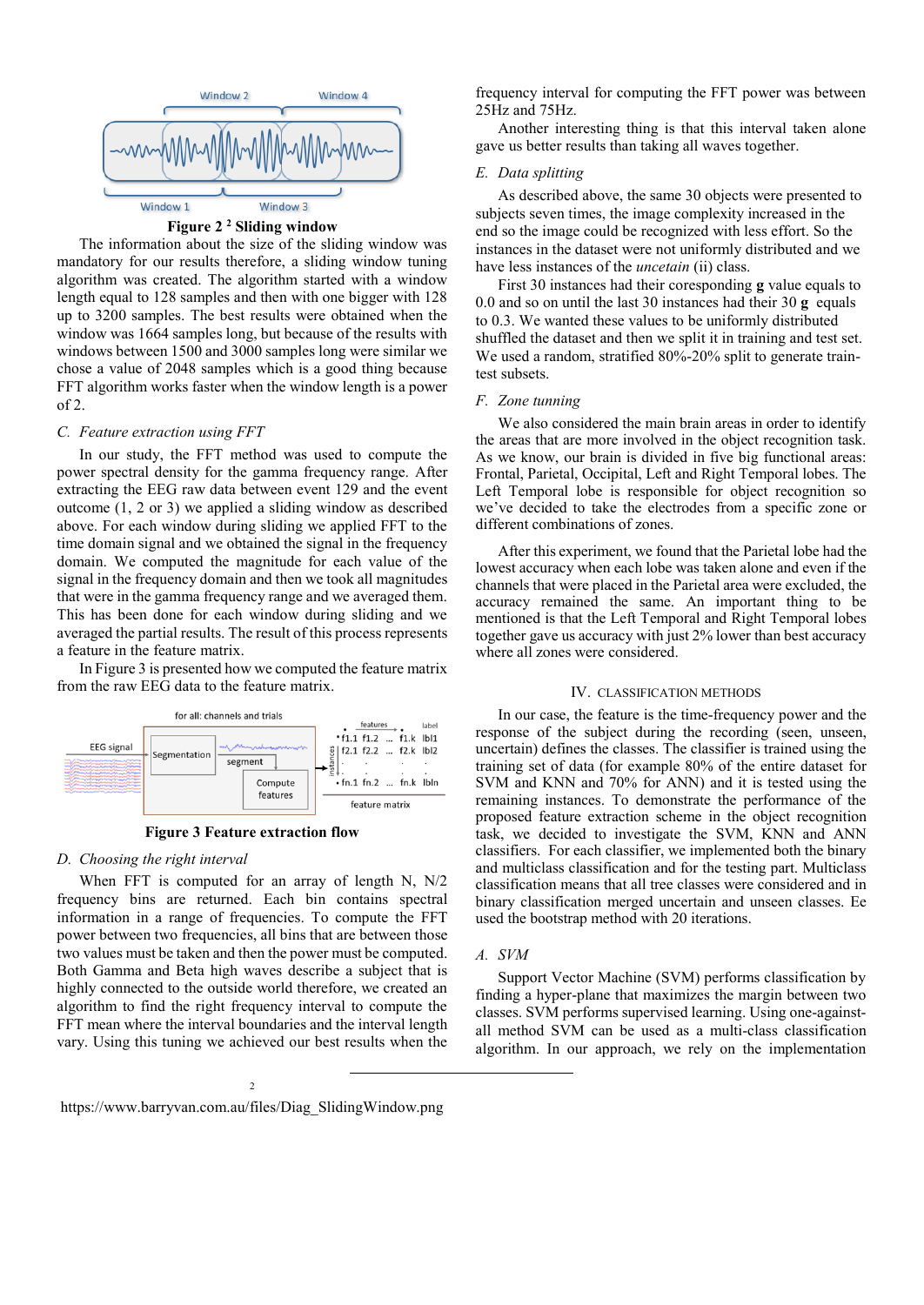Figure 2 [2] Sliding window

The information about the size of the sliding window was mandatory for our results therefore, a sliding window tuning algorithm was created. The algorithm started with a window length equal to 128 samples and then with one bigger with 128 up to 3200 samples. The best results were obtained when the window was 1664 samples long, but because of the results with windows between 1500 and 3000 samples long were similar we chose a value of 2048 samples which is a good thing because FFT algorithm works faster when the window length is a power of 2.

### C. Feature extraction using FFT

In our study, the FFT method was used to compute the power spectral density for the gamma frequency range. After extracting the EEG raw data between event 129 and the event outcome (1, 2 or 3) we applied a sliding window as described above. For each window during sliding we applied FFT to the time domain signal and we obtained the signal in the frequency domain. We computed the magnitude for each value of the signal in the frequency domain and then we took all magnitudes that were in the gamma frequency range and we averaged them. This has been done for each window during sliding and we averaged the partial results. The result of this process represents a feature in the feature matrix.

In Figure 3 is presented how we computed the feature matrix from the raw EEG data to the feature matrix.

**Figure 3 Feature extraction flow**

### D. Choosing the right interval

When FFT is computed for an array of length N, N/2 frequency bins are returned. Each bin contains spectral information in a range of frequencies. To compute the FFT power between two frequencies, all bins that are between those two values must be taken and then the power must be computed. Both Gamma and Beta high waves describe a subject that is highly connected to the outside world therefore, we created an algorithm to find the right frequency interval to compute the FFT mean where the interval boundaries and the interval length vary. Using this tuning we achieved our best results when the frequency interval for computing the FFT power was between 25Hz and 75Hz.

Another interesting thing is that this interval taken alone gave us better results than taking all waves together.

### E. Data splitting

As described above, the same 30 objects were presented to subjects seven times, the image complexity increased in the end so the image could be recognized with less effort. So the instances in the dataset were not uniformly distributed and we have less instances of the *uncetain* (ii) class.

First 30 instances had their coresponding **g** value equals to 0.0 and so on until the last 30 instances had their 30 **g** equals to 0.3. We wanted these values to be uniformly distributed shuffled the dataset and then we split it in training and test set. We used a random, stratified 80%-20% split to generate train-test subsets.

### F. Zone tuning

We also considered the main brain areas in order to identify the areas that are more involved in the object recognition task. As we know, our brain is divided in five big functional areas: Frontal, Parietal, Occipital, Left and Right Temporal lobes. The Left Temporal lobe is responsible for object recognition so we've decided to take the electrodes from a specific zone or different combinations of zones.

After this experiment, we found that the Parietal lobe had the lowest accuracy when each lobe was taken alone and even if the channels that were placed in the Parietal area were excluded, the accuracy remained the same. An important thing to be mentioned is that the Left Temporal and Right Temporal lobes together gave us accuracy with just 2% lower than best accuracy where all zones were considered.

## IV. Classification Methods

In our case, the feature is the time-frequency power and the response of the subject during the recording (seen, unseen, uncertain) defines the classes. The classifier is trained using the training set of data (for example 80% of the entire dataset for SVM and KNN and 70% for ANN) and it is tested using the remaining instances. To demonstrate the performance of the proposed feature extraction scheme in the object recognition task, we decided to investigate the SVM, KNN and ANN classifiers. For each classifier, we implemented both the binary and multiclass classification and for the testing part. Multiclass classification means that all tree classes were considered and in binary classification merged uncertain and unseen classes. Ee used the bootstrap method with 20 iterations.

### A. SVM

Support Vector Machine (SVM) performs classification by finding a hyper-plane that maximizes the margin between two classes. SVM performs supervised learning. Using one-against-all method SVM can be used as a multi-class classification algorithm. In our approach, we rely on the implementation

---

[2] https://www.barryvan.com.au/files/Diag_SlidingWindow.png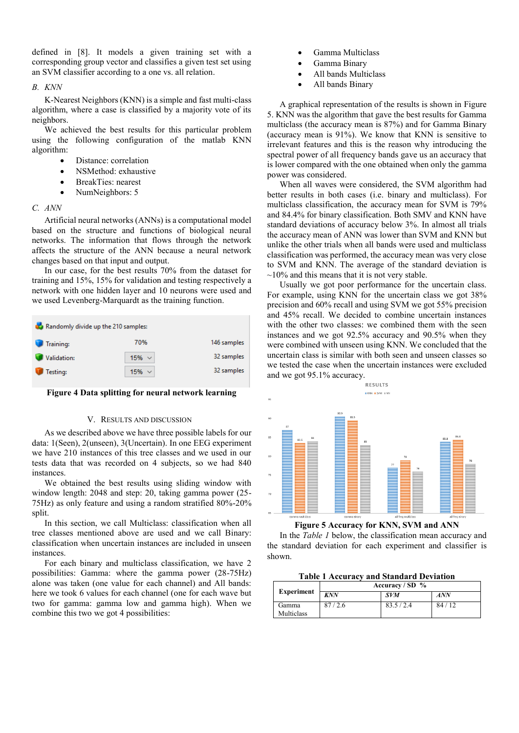defined in [8]. It models a given training set with a corresponding group vector and classifies a given test set using an SVM classifier according to a one vs. all relation.

### B. KNN

K-Nearest Neighbors (KNN) is a simple and fast multi-class algorithm, where a case is classified by a majority vote of its neighbors.

We achieved the best results for this particular problem using the following configuration of the matlab KNN algorithm:

- Distance: correlation
- NSMethod: exhaustive
- BreakTies: nearest
- NumNeighbors: 5

### C. ANN

Artificial neural networks (ANNs) is a computational model based on the structure and functions of biological neural networks. The information that flows through the network affects the structure of the ANN because a neural network changes based on that input and output.

In our case, for the best results 70% from the dataset for training and 15%, 15% for validation and testing respectively a network with one hidden layer and 10 neurons were used and we used Levenberg-Marquardt as the training function.

| Randomly divide up the 210 samples: | | |
|---|---|---|
| Training: | 70% | 146 samples |
| Validation: | 15% | 32 samples |
| Testing: | 15% | 32 samples |

**Figure 4 Data splitting for neural network learning**

## V. Results and Discussion

As we described above we have three possible labels for our data: 1(Seen), 2(unseen), 3(Uncertain). In one EEG experiment we have 210 instances of this tree classes and we used in our tests data that was recorded on 4 subjects, so we had 840 instances.

We obtained the best results using sliding window with window length: 2048 and step: 20, taking gamma power (25-75Hz) as only feature and using a random stratified 80%-20% split.

In this section, we call Multiclass: classification when all tree classes mentioned above are used and we call Binary: classification when uncertain instances are included in unseen instances.

For each binary and multiclass classification, we have 2 possibilities: Gamma: where the gamma power (28-75Hz) alone was taken (one value for each channel) and All bands: here we took 6 values for each channel (one for each wave but two for gamma: gamma low and gamma high). When we combine this two we got 4 possibilities:

- Gamma Multiclass
- Gamma Binary
- All bands Multiclass
- All bands Binary

A graphical representation of the results is shown in Figure 5. KNN was the algorithm that gave the best results for Gamma multiclass (the accuracy mean is 87%) and for Gamma Binary (accuracy mean is 91%). We know that KNN is sensitive to irrelevant features and this is the reason why introducing the spectral power of all frequency bands gave us an accuracy that is lower compared with the one obtained when only the gamma power was considered.

When all waves were considered, the SVM algorithm had better results in both cases (i.e. binary and multiclass). For multiclass classification, the accuracy mean for SVM is 79% and 84.4% for binary classification. Both SMV and KNN have standard deviations of accuracy below 3%. In almost all trials the accuracy mean of ANN was lower than SVM and KNN but unlike the other trials when all bands were used and multiclass classification was performed, the accuracy mean was very close to SVM and KNN. The average of the standard deviation is ~10% and this means that it is not very stable.

Usually we got poor performance for the uncertain class. For example, using KNN for the uncertain class we got 38% precision and 60% recall and using SVM we got 55% precision and 45% recall. We decided to combine uncertain instances with the other two classes: we combined them with the seen instances and we got 92.5% accuracy and 90.5% when they were combined with unseen instances using KNN. We concluded that the uncertain class is similar with both seen and unseen classes so we tested the case when the uncertain instances were excluded and we got 95.1% accuracy.

**Figure 5 Accuracy for KNN, SVM and ANN**

In the *Table 1* below, the classification mean accuracy and the standard deviation for each experiment and classifier is shown.

**Table 1 Accuracy and Standard Deviation**

| Experiment | Accuracy / SD % | | |
|---|---|---|---|
| | *KNN* | *SVM* | *ANN* |
| Gamma Multiclass | 87 / 2.6 | 83.5 / 2.4 | 84 / 12 |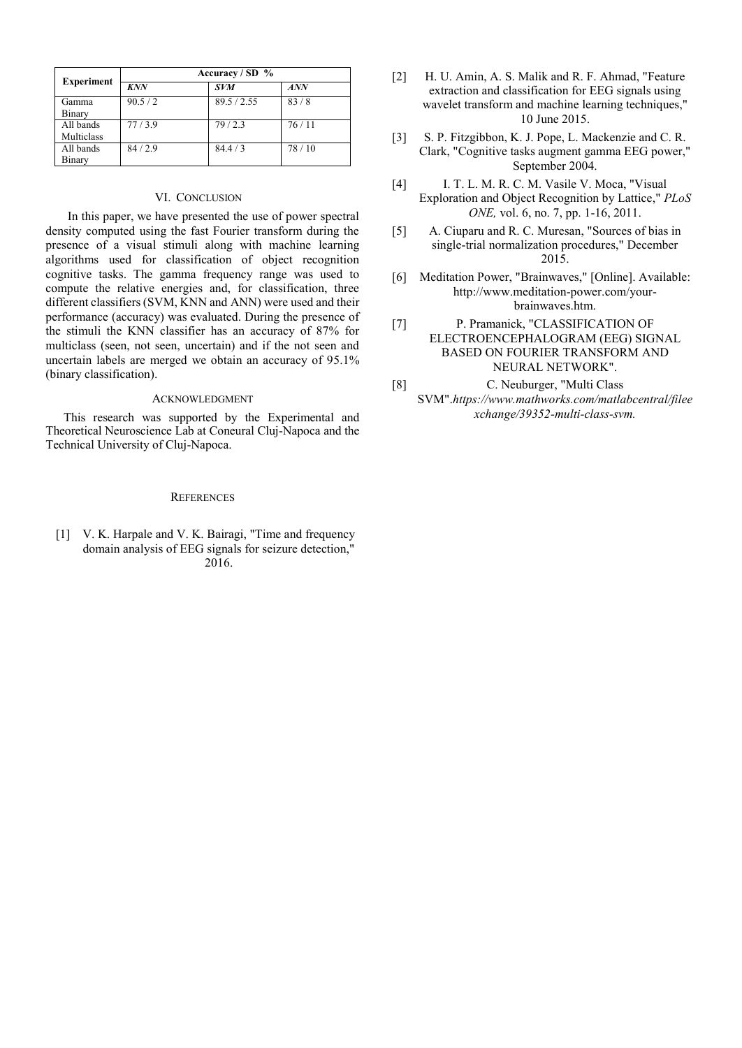| Experiment | Accuracy / SD % | | |
|---|---|---|---|
| | ***KNN*** | ***SVM*** | ***ANN*** |
| Gamma Binary | 90.5 / 2 | 89.5 / 2.55 | 83 / 8 |
| All bands Multiclass | 77 / 3.9 | 79 / 2.3 | 76 / 11 |
| All bands Binary | 84 / 2.9 | 84.4 / 3 | 78 / 10 |

## VI. Conclusion

In this paper, we have presented the use of power spectral density computed using the fast Fourier transform during the presence of a visual stimuli along with machine learning algorithms used for classification of object recognition cognitive tasks. The gamma frequency range was used to compute the relative energies and, for classification, three different classifiers (SVM, KNN and ANN) were used and their performance (accuracy) was evaluated. During the presence of the stimuli the KNN classifier has an accuracy of 87% for multiclass (seen, not seen, uncertain) and if the not seen and uncertain labels are merged we obtain an accuracy of 95.1% (binary classification).

## Acknowledgment

This research was supported by the Experimental and Theoretical Neuroscience Lab at Coneural Cluj-Napoca and the Technical University of Cluj-Napoca.

## References

[1] V. K. Harpale and V. K. Bairagi, "Time and frequency domain analysis of EEG signals for seizure detection," 2016.

[2] H. U. Amin, A. S. Malik and R. F. Ahmad, "Feature extraction and classification for EEG signals using wavelet transform and machine learning techniques," 10 June 2015.

[3] S. P. Fitzgibbon, K. J. Pope, L. Mackenzie and C. R. Clark, "Cognitive tasks augment gamma EEG power," September 2004.

[4] I. T. L. M. R. C. M. Vasile V. Moca, "Visual Exploration and Object Recognition by Lattice," *PLoS ONE,* vol. 6, no. 7, pp. 1-16, 2011.

[5] A. Ciuparu and R. C. Muresan, "Sources of bias in single-trial normalization procedures," December 2015.

[6] Meditation Power, "Brainwaves," [Online]. Available: http://www.meditation-power.com/your-brainwaves.htm.

[7] P. Pramanick, "CLASSIFICATION OF ELECTROENCEPHALOGRAM (EEG) SIGNAL BASED ON FOURIER TRANSFORM AND NEURAL NETWORK".

[8] C. Neuburger, "Multi Class SVM".*https://www.mathworks.com/matlabcentral/fileexchange/39352-multi-class-svm.*